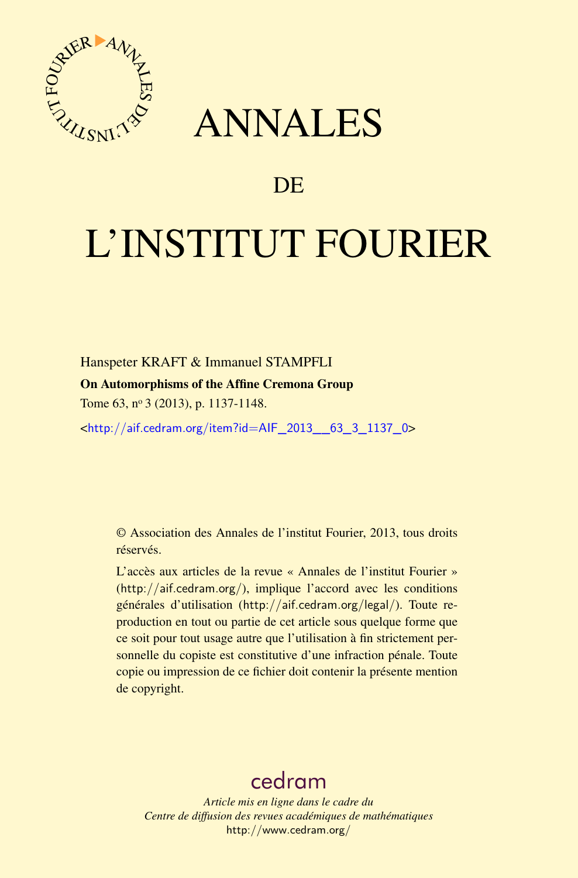# ANNALES

## DE

# L'INSTITUT FOURIER

Hanspeter KRAFT & Immanuel STAMPFLI

**On Automorphisms of the Affine Cremona Group**

Tome 63, n$^{o}$ 3 (2013), p. 1137-1148.

<http://aif.cedram.org/item?id=AIF_2013__63_3_1137_0>

© Association des Annales de l'institut Fourier, 2013, tous droits réservés.

L'accès aux articles de la revue « Annales de l'institut Fourier » (http://aif.cedram.org/), implique l'accord avec les conditions générales d'utilisation (http://aif.cedram.org/legal/). Toute reproduction en tout ou partie de cet article sous quelque forme que ce soit pour tout usage autre que l'utilisation à fin strictement personnelle du copiste est constitutive d'une infraction pénale. Toute copie ou impression de ce fichier doit contenir la présente mention de copyright.

cedram

*Article mis en ligne dans le cadre du*
*Centre de diffusion des revues académiques de mathématiques*
http://www.cedram.org/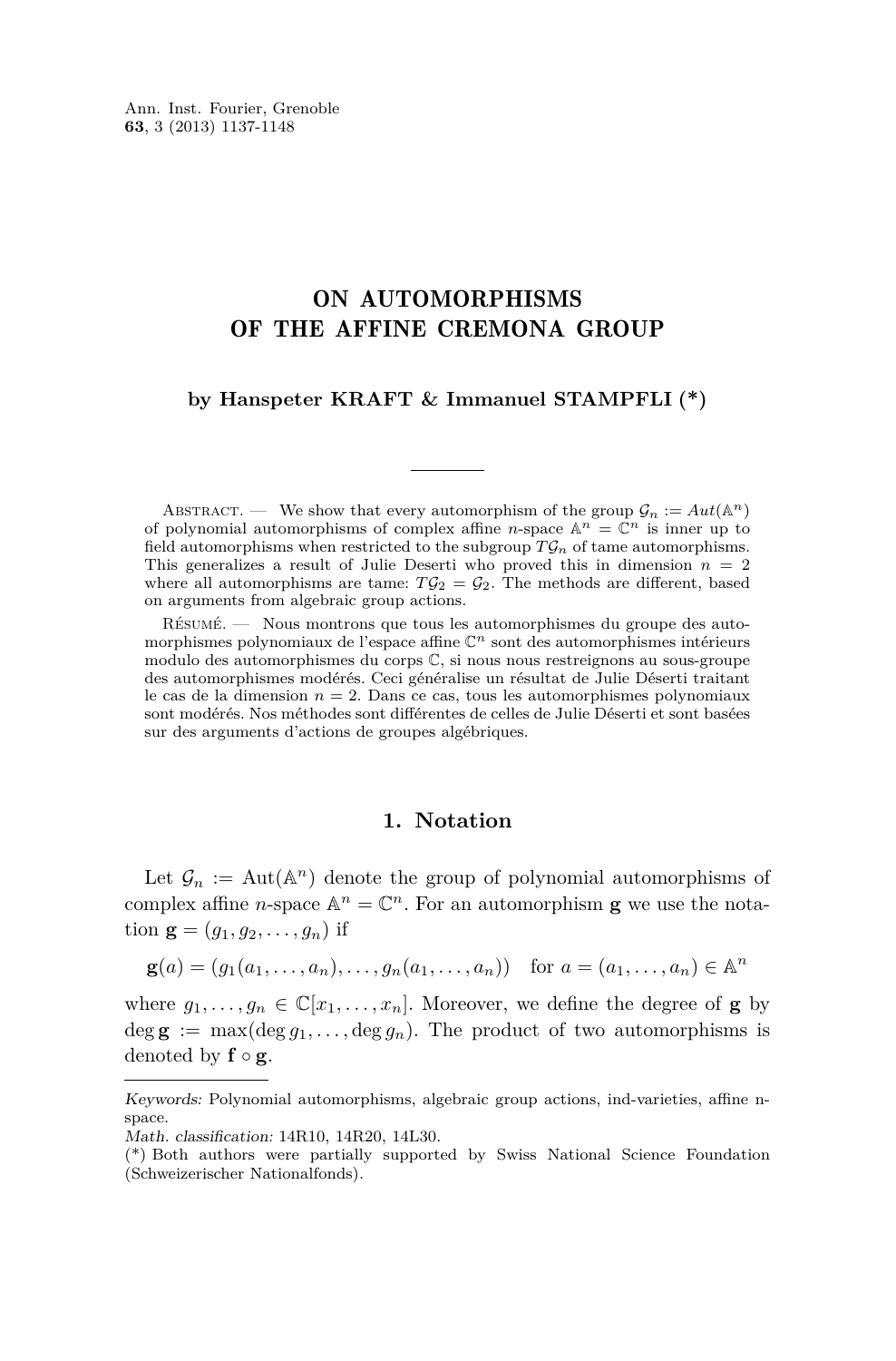Ann. Inst. Fourier, Grenoble
**63**, 3 (2013) 1137-1148

# ON AUTOMORPHISMS OF THE AFFINE CREMONA GROUP

**by Hanspeter KRAFT & Immanuel STAMPFLI (*)**

Abstract. — We show that every automorphism of the group $\mathcal{G}_n := Aut(\mathbb{A}^n)$ of polynomial automorphisms of complex affine $n$-space $\mathbb{A}^n = \mathbb{C}^n$ is inner up to field automorphisms when restricted to the subgroup $T\mathcal{G}_n$ of tame automorphisms. This generalizes a result of Julie Deserti who proved this in dimension $n = 2$ where all automorphisms are tame: $T\mathcal{G}_2 = \mathcal{G}_2$. The methods are different, based on arguments from algebraic group actions.

Résumé. — Nous montrons que tous les automorphismes du groupe des automorphismes polynomiaux de l'espace affine $\mathbb{C}^n$ sont des automorphismes intérieurs modulo des automorphismes du corps $\mathbb{C}$, si nous nous restreignons au sous-groupe des automorphismes modérés. Ceci généralise un résultat de Julie Déserti traitant le cas de la dimension $n = 2$. Dans ce cas, tous les automorphismes polynomiaux sont modérés. Nos méthodes sont différentes de celles de Julie Déserti et sont basées sur des arguments d'actions de groupes algébriques.

## 1. Notation

Let $\mathcal{G}_n := \mathrm{Aut}(\mathbb{A}^n)$ denote the group of polynomial automorphisms of complex affine $n$-space $\mathbb{A}^n = \mathbb{C}^n$. For an automorphism $\mathbf{g}$ we use the notation $\mathbf{g} = (g_1, g_2, \ldots, g_n)$ if

$$\mathbf{g}(a) = (g_1(a_1, \ldots, a_n), \ldots, g_n(a_1, \ldots, a_n)) \quad \text{for } a = (a_1, \ldots, a_n) \in \mathbb{A}^n$$

where $g_1, \ldots, g_n \in \mathbb{C}[x_1, \ldots, x_n]$. Moreover, we define the degree of $\mathbf{g}$ by $\deg \mathbf{g} := \max(\deg g_1, \ldots, \deg g_n)$. The product of two automorphisms is denoted by $\mathbf{f} \circ \mathbf{g}$.

*Keywords:* Polynomial automorphisms, algebraic group actions, ind-varieties, affine n-space.
*Math. classification:* 14R10, 14R20, 14L30.
(*) Both authors were partially supported by Swiss National Science Foundation (Schweizerischer Nationalfonds).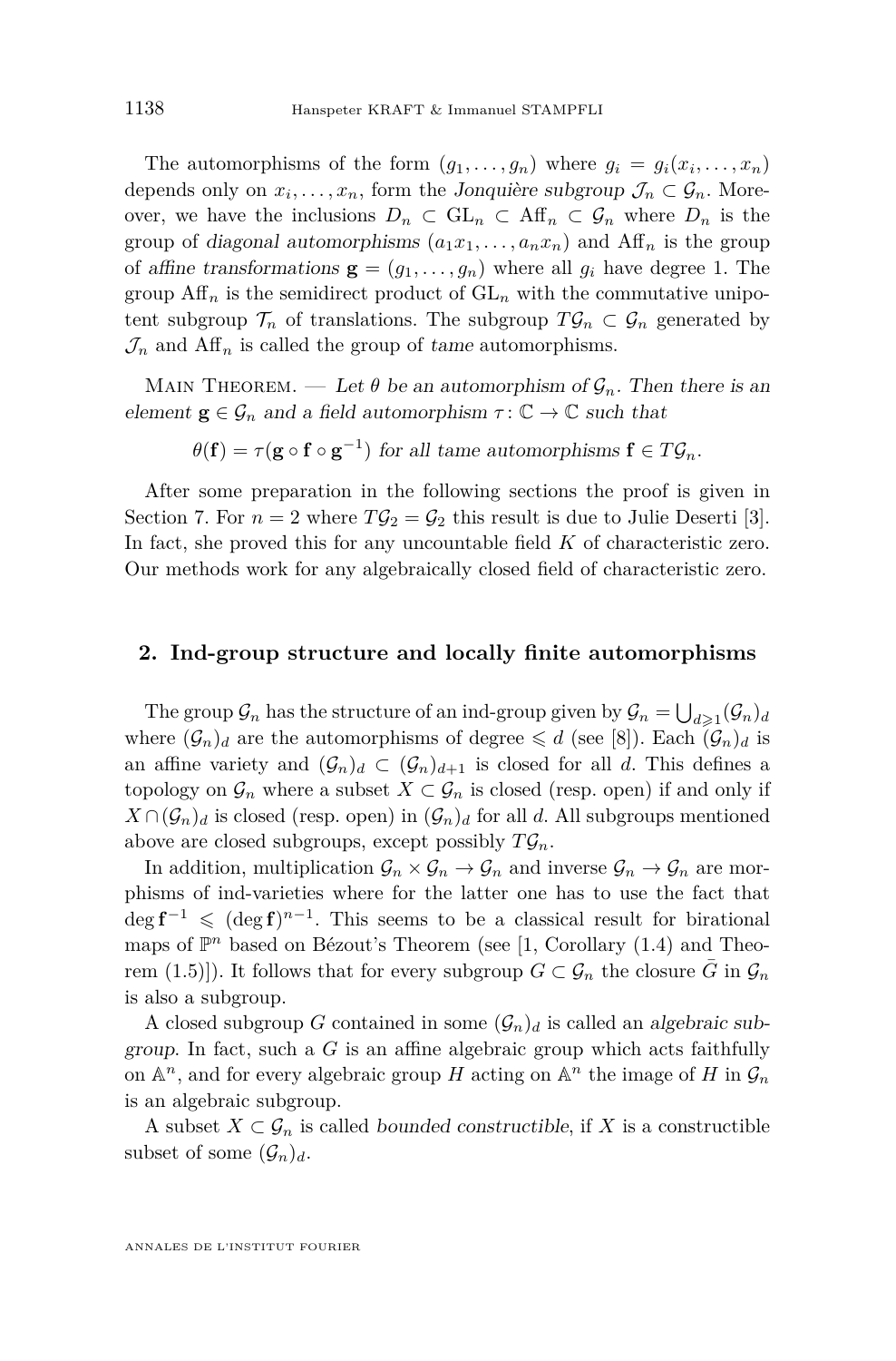The automorphisms of the form $(g_1, \dots, g_n)$ where $g_i = g_i(x_i, \dots, x_n)$ depends only on $x_i, \dots, x_n$, form the *Jonquière subgroup* $\mathcal{J}_n \subset \mathcal{G}_n$. Moreover, we have the inclusions $D_n \subset \mathrm{GL}_n \subset \mathrm{Aff}_n \subset \mathcal{G}_n$ where $D_n$ is the group of *diagonal automorphisms* $(a_1 x_1, \dots, a_n x_n)$ and $\mathrm{Aff}_n$ is the group of *affine transformations* $\mathbf{g} = (g_1, \dots, g_n)$ where all $g_i$ have degree 1. The group $\mathrm{Aff}_n$ is the semidirect product of $\mathrm{GL}_n$ with the commutative unipotent subgroup $\mathcal{T}_n$ of translations. The subgroup $T\mathcal{G}_n \subset \mathcal{G}_n$ generated by $\mathcal{J}_n$ and $\mathrm{Aff}_n$ is called the group of *tame* automorphisms.

Main Theorem. — *Let $\theta$ be an automorphism of $\mathcal{G}_n$. Then there is an element $\mathbf{g} \in \mathcal{G}_n$ and a field automorphism $\tau\colon \mathbb{C} \to \mathbb{C}$ such that*

$$\theta(\mathbf{f}) = \tau(\mathbf{g} \circ \mathbf{f} \circ \mathbf{g}^{-1}) \text{ for all tame automorphisms } \mathbf{f} \in T\mathcal{G}_n.$$

After some preparation in the following sections the proof is given in Section 7. For $n = 2$ where $T\mathcal{G}_2 = \mathcal{G}_2$ this result is due to Julie Deserti [3]. In fact, she proved this for any uncountable field $K$ of characteristic zero. Our methods work for any algebraically closed field of characteristic zero.

## 2. Ind-group structure and locally finite automorphisms

The group $\mathcal{G}_n$ has the structure of an ind-group given by $\mathcal{G}_n = \bigcup_{d \geqslant 1} (\mathcal{G}_n)_d$ where $(\mathcal{G}_n)_d$ are the automorphisms of degree $\leqslant d$ (see [8]). Each $(\mathcal{G}_n)_d$ is an affine variety and $(\mathcal{G}_n)_d \subset (\mathcal{G}_n)_{d+1}$ is closed for all $d$. This defines a topology on $\mathcal{G}_n$ where a subset $X \subset \mathcal{G}_n$ is closed (resp. open) if and only if $X \cap (\mathcal{G}_n)_d$ is closed (resp. open) in $(\mathcal{G}_n)_d$ for all $d$. All subgroups mentioned above are closed subgroups, except possibly $T\mathcal{G}_n$.

In addition, multiplication $\mathcal{G}_n \times \mathcal{G}_n \to \mathcal{G}_n$ and inverse $\mathcal{G}_n \to \mathcal{G}_n$ are morphisms of ind-varieties where for the latter one has to use the fact that $\deg \mathbf{f}^{-1} \leqslant (\deg \mathbf{f})^{n-1}$. This seems to be a classical result for birational maps of $\mathbb{P}^n$ based on Bézout's Theorem (see [1, Corollary (1.4) and Theorem (1.5)]). It follows that for every subgroup $G \subset \mathcal{G}_n$ the closure $\bar{G}$ in $\mathcal{G}_n$ is also a subgroup.

A closed subgroup $G$ contained in some $(\mathcal{G}_n)_d$ is called an *algebraic subgroup*. In fact, such a $G$ is an affine algebraic group which acts faithfully on $\mathbb{A}^n$, and for every algebraic group $H$ acting on $\mathbb{A}^n$ the image of $H$ in $\mathcal{G}_n$ is an algebraic subgroup.

A subset $X \subset \mathcal{G}_n$ is called *bounded constructible*, if $X$ is a constructible subset of some $(\mathcal{G}_n)_d$.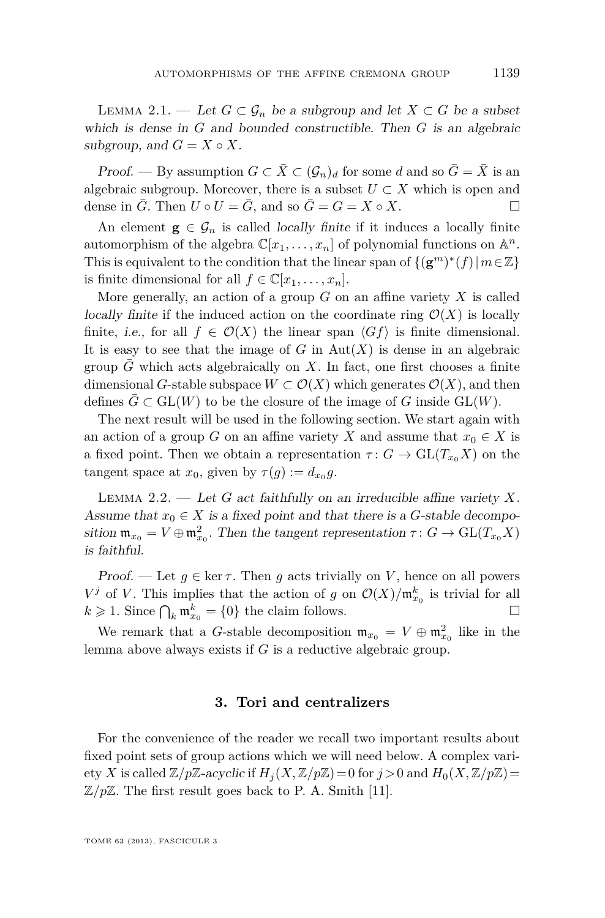LEMMA 2.1. — *Let $G \subset \mathcal{G}_n$ be a subgroup and let $X \subset G$ be a subset which is dense in $G$ and bounded constructible. Then $G$ is an algebraic subgroup, and $G = X \circ X$.*

*Proof.* — By assumption $G \subset \bar{X} \subset (\mathcal{G}_n)_d$ for some $d$ and so $\bar{G} = \bar{X}$ is an algebraic subgroup. Moreover, there is a subset $U \subset X$ which is open and dense in $\bar{G}$. Then $U \circ U = \bar{G}$, and so $\bar{G} = G = X \circ X$. □

An element $\mathbf{g} \in \mathcal{G}_n$ is called *locally finite* if it induces a locally finite automorphism of the algebra $\mathbb{C}[x_1, \ldots, x_n]$ of polynomial functions on $\mathbb{A}^n$. This is equivalent to the condition that the linear span of $\{(\mathbf{g}^m)^*(f) \mid m \in \mathbb{Z}\}$ is finite dimensional for all $f \in \mathbb{C}[x_1, \ldots, x_n]$.

More generally, an action of a group $G$ on an affine variety $X$ is called *locally finite* if the induced action on the coordinate ring $\mathcal{O}(X)$ is locally finite, *i.e.*, for all $f \in \mathcal{O}(X)$ the linear span $\langle Gf \rangle$ is finite dimensional. It is easy to see that the image of $G$ in $\mathrm{Aut}(X)$ is dense in an algebraic group $\bar{G}$ which acts algebraically on $X$. In fact, one first chooses a finite dimensional $G$-stable subspace $W \subset \mathcal{O}(X)$ which generates $\mathcal{O}(X)$, and then defines $\bar{G} \subset \mathrm{GL}(W)$ to be the closure of the image of $G$ inside $\mathrm{GL}(W)$.

The next result will be used in the following section. We start again with an action of a group $G$ on an affine variety $X$ and assume that $x_0 \in X$ is a fixed point. Then we obtain a representation $\tau \colon G \to \mathrm{GL}(T_{x_0}X)$ on the tangent space at $x_0$, given by $\tau(g) := d_{x_0}g$.

LEMMA 2.2. — *Let $G$ act faithfully on an irreducible affine variety $X$. Assume that $x_0 \in X$ is a fixed point and that there is a $G$-stable decomposition $\mathfrak{m}_{x_0} = V \oplus \mathfrak{m}_{x_0}^2$. Then the tangent representation $\tau \colon G \to \mathrm{GL}(T_{x_0}X)$ is faithful.*

*Proof.* — Let $g \in \ker \tau$. Then $g$ acts trivially on $V$, hence on all powers $V^j$ of $V$. This implies that the action of $g$ on $\mathcal{O}(X)/\mathfrak{m}_{x_0}^k$ is trivial for all $k \geqslant 1$. Since $\bigcap_k \mathfrak{m}_{x_0}^k = \{0\}$ the claim follows. □

We remark that a $G$-stable decomposition $\mathfrak{m}_{x_0} = V \oplus \mathfrak{m}_{x_0}^2$ like in the lemma above always exists if $G$ is a reductive algebraic group.

## 3. Tori and centralizers

For the convenience of the reader we recall two important results about fixed point sets of group actions which we will need below. A complex variety $X$ is called *$\mathbb{Z}/p\mathbb{Z}$-acyclic* if $H_j(X, \mathbb{Z}/p\mathbb{Z}) = 0$ for $j > 0$ and $H_0(X, \mathbb{Z}/p\mathbb{Z}) = \mathbb{Z}/p\mathbb{Z}$. The first result goes back to P. A. Smith [11].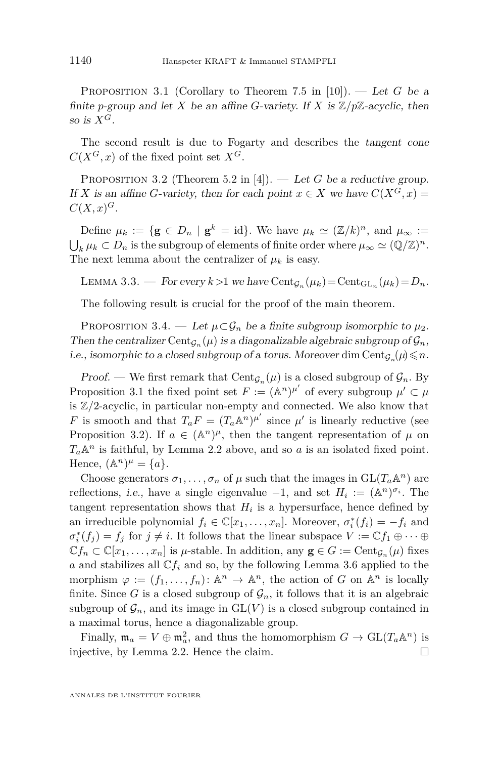Proposition 3.1 (Corollary to Theorem 7.5 in [10]). — *Let $G$ be a finite $p$-group and let $X$ be an affine $G$-variety. If $X$ is $\mathbb{Z}/p\mathbb{Z}$-acyclic, then so is $X^G$.*

The second result is due to Fogarty and describes the *tangent cone* $C(X^G, x)$ of the fixed point set $X^G$.

Proposition 3.2 (Theorem 5.2 in [4]). — *Let $G$ be a reductive group. If $X$ is an affine $G$-variety, then for each point $x \in X$ we have $C(X^G, x) = C(X, x)^G$.*

Define $\mu_k := \{\mathbf{g} \in D_n \mid \mathbf{g}^k = \mathrm{id}\}$. We have $\mu_k \simeq (\mathbb{Z}/k)^n$, and $\mu_\infty := \bigcup_k \mu_k \subset D_n$ is the subgroup of elements of finite order where $\mu_\infty \simeq (\mathbb{Q}/\mathbb{Z})^n$. The next lemma about the centralizer of $\mu_k$ is easy.

Lemma 3.3. — *For every $k > 1$ we have $\mathrm{Cent}_{\mathcal{G}_n}(\mu_k) = \mathrm{Cent}_{\mathrm{GL}_n}(\mu_k) = D_n$.*

The following result is crucial for the proof of the main theorem.

Proposition 3.4. — *Let $\mu \subset \mathcal{G}_n$ be a finite subgroup isomorphic to $\mu_2$. Then the centralizer $\mathrm{Cent}_{\mathcal{G}_n}(\mu)$ is a diagonalizable algebraic subgroup of $\mathcal{G}_n$, i.e., isomorphic to a closed subgroup of a torus. Moreover $\dim \mathrm{Cent}_{\mathcal{G}_n}(\mu) \leqslant n$.*

*Proof.* — We first remark that $\mathrm{Cent}_{\mathcal{G}_n}(\mu)$ is a closed subgroup of $\mathcal{G}_n$. By Proposition 3.1 the fixed point set $F := (\mathbb{A}^n)^{\mu'}$ of every subgroup $\mu' \subset \mu$ is $\mathbb{Z}/2$-acyclic, in particular non-empty and connected. We also know that $F$ is smooth and that $T_a F = (T_a \mathbb{A}^n)^{\mu'}$ since $\mu'$ is linearly reductive (see Proposition 3.2). If $a \in (\mathbb{A}^n)^\mu$, then the tangent representation of $\mu$ on $T_a\mathbb{A}^n$ is faithful, by Lemma 2.2 above, and so $a$ is an isolated fixed point. Hence, $(\mathbb{A}^n)^\mu = \{a\}$.

Choose generators $\sigma_1, \ldots, \sigma_n$ of $\mu$ such that the images in $\mathrm{GL}(T_a\mathbb{A}^n)$ are reflections, *i.e.*, have a single eigenvalue $-1$, and set $H_i := (\mathbb{A}^n)^{\sigma_i}$. The tangent representation shows that $H_i$ is a hypersurface, hence defined by an irreducible polynomial $f_i \in \mathbb{C}[x_1, \ldots, x_n]$. Moreover, $\sigma_i^*(f_i) = -f_i$ and $\sigma_i^*(f_j) = f_j$ for $j \neq i$. It follows that the linear subspace $V := \mathbb{C}f_1 \oplus \cdots \oplus \mathbb{C}f_n \subset \mathbb{C}[x_1, \ldots, x_n]$ is $\mu$-stable. In addition, any $\mathbf{g} \in G := \mathrm{Cent}_{\mathcal{G}_n}(\mu)$ fixes $a$ and stabilizes all $\mathbb{C}f_i$ and so, by the following Lemma 3.6 applied to the morphism $\varphi := (f_1, \ldots, f_n) \colon \mathbb{A}^n \to \mathbb{A}^n$, the action of $G$ on $\mathbb{A}^n$ is locally finite. Since $G$ is a closed subgroup of $\mathcal{G}_n$, it follows that it is an algebraic subgroup of $\mathcal{G}_n$, and its image in $\mathrm{GL}(V)$ is a closed subgroup contained in a maximal torus, hence a diagonalizable group.

Finally, $\mathfrak{m}_a = V \oplus \mathfrak{m}_a^2$, and thus the homomorphism $G \to \mathrm{GL}(T_a\mathbb{A}^n)$ is injective, by Lemma 2.2. Hence the claim. □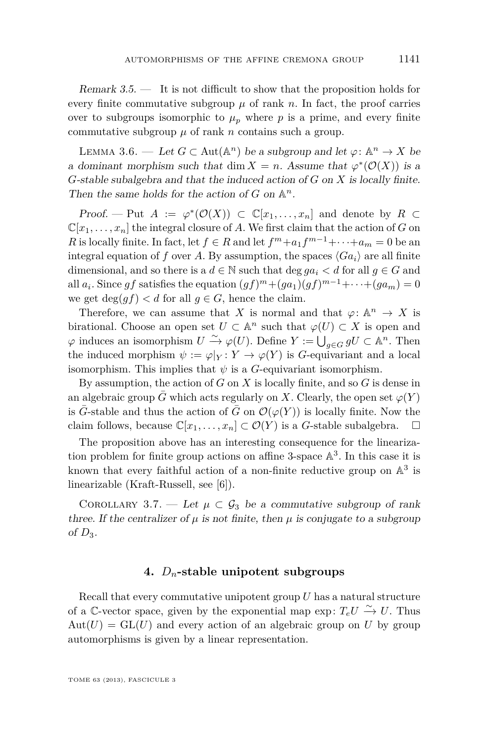*Remark 3.5.* — It is not difficult to show that the proposition holds for every finite commutative subgroup $\mu$ of rank $n$. In fact, the proof carries over to subgroups isomorphic to $\mu_p$ where $p$ is a prime, and every finite commutative subgroup $\mu$ of rank $n$ contains such a group.

Lemma 3.6. — *Let $G \subset \mathrm{Aut}(\mathbb{A}^n)$ be a subgroup and let $\varphi\colon \mathbb{A}^n \to X$ be a dominant morphism such that $\dim X = n$. Assume that $\varphi^*(\mathcal{O}(X))$ is a $G$-stable subalgebra and that the induced action of $G$ on $X$ is locally finite. Then the same holds for the action of $G$ on $\mathbb{A}^n$.*

*Proof.* — Put $A := \varphi^*(\mathcal{O}(X)) \subset \mathbb{C}[x_1, \ldots, x_n]$ and denote by $R \subset \mathbb{C}[x_1, \ldots, x_n]$ the integral closure of $A$. We first claim that the action of $G$ on $R$ is locally finite. In fact, let $f \in R$ and let $f^m + a_1 f^{m-1} + \cdots + a_m = 0$ be an integral equation of $f$ over $A$. By assumption, the spaces $\langle G a_i \rangle$ are all finite dimensional, and so there is a $d \in \mathbb{N}$ such that $\deg g a_i < d$ for all $g \in G$ and all $a_i$. Since $gf$ satisfies the equation $(gf)^m + (ga_1)(gf)^{m-1} + \cdots + (ga_m) = 0$ we get $\deg(gf) < d$ for all $g \in G$, hence the claim.

Therefore, we can assume that $X$ is normal and that $\varphi\colon \mathbb{A}^n \to X$ is birational. Choose an open set $U \subset \mathbb{A}^n$ such that $\varphi(U) \subset X$ is open and $\varphi$ induces an isomorphism $U \xrightarrow{\sim} \varphi(U)$. Define $Y := \bigcup_{g \in G} gU \subset \mathbb{A}^n$. Then the induced morphism $\psi := \varphi|_Y \colon Y \to \varphi(Y)$ is $G$-equivariant and a local isomorphism. This implies that $\psi$ is a $G$-equivariant isomorphism.

By assumption, the action of $G$ on $X$ is locally finite, and so $G$ is dense in an algebraic group $\bar{G}$ which acts regularly on $X$. Clearly, the open set $\varphi(Y)$ is $\bar{G}$-stable and thus the action of $\bar{G}$ on $\mathcal{O}(\varphi(Y))$ is locally finite. Now the claim follows, because $\mathbb{C}[x_1, \ldots, x_n] \subset \mathcal{O}(Y)$ is a $G$-stable subalgebra. $\square$

The proposition above has an interesting consequence for the linearization problem for finite group actions on affine 3-space $\mathbb{A}^3$. In this case it is known that every faithful action of a non-finite reductive group on $\mathbb{A}^3$ is linearizable (Kraft-Russell, see [6]).

Corollary 3.7. — *Let $\mu \subset \mathcal{G}_3$ be a commutative subgroup of rank three. If the centralizer of $\mu$ is not finite, then $\mu$ is conjugate to a subgroup of $D_3$.*

## 4. $D_n$-stable unipotent subgroups

Recall that every commutative unipotent group $U$ has a natural structure of a $\mathbb{C}$-vector space, given by the exponential map $\exp\colon T_e U \xrightarrow{\sim} U$. Thus $\mathrm{Aut}(U) = \mathrm{GL}(U)$ and every action of an algebraic group on $U$ by group automorphisms is given by a linear representation.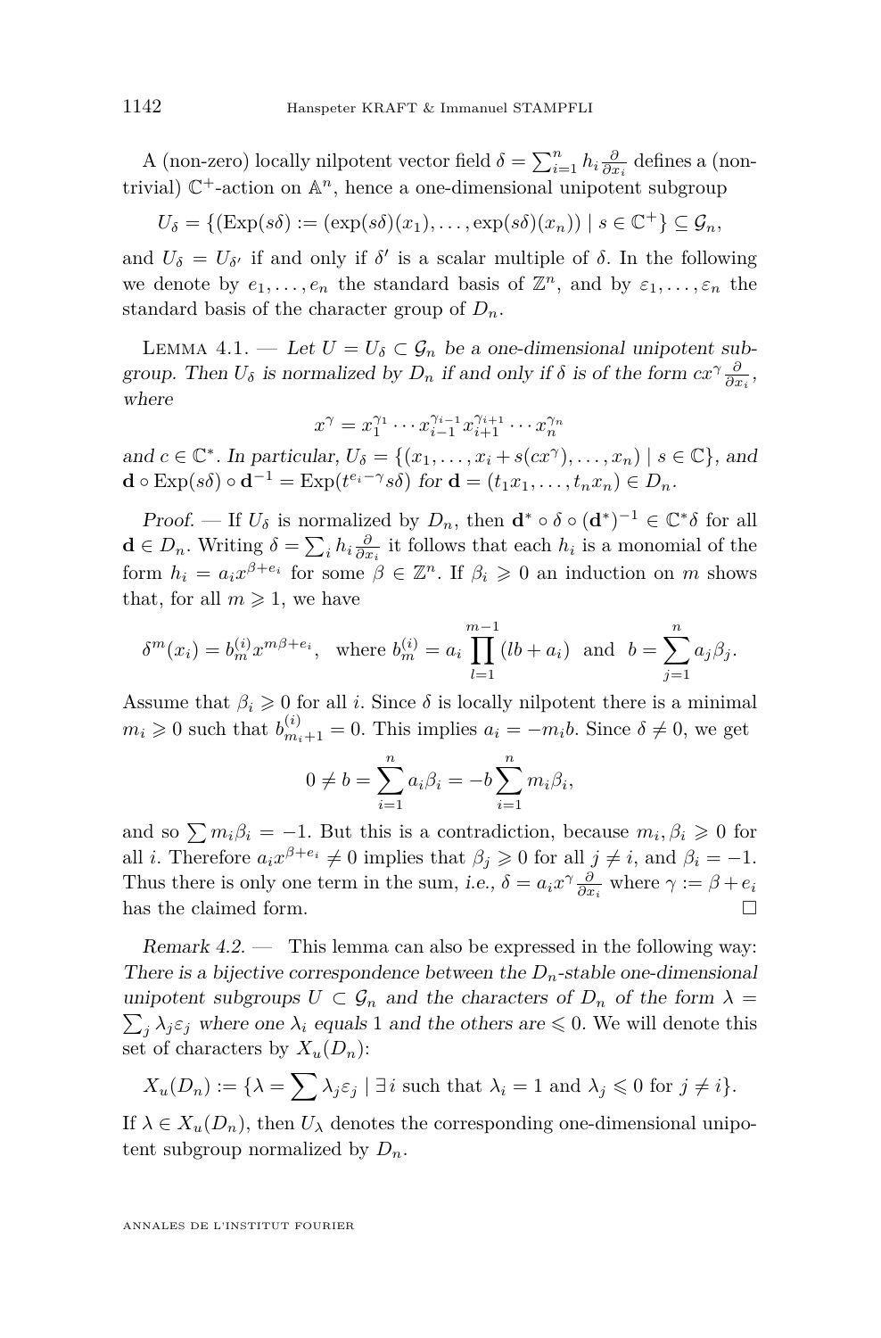A (non-zero) locally nilpotent vector field $\delta = \sum_{i=1}^n h_i \frac{\partial}{\partial x_i}$ defines a (non-trivial) $\mathbb{C}^+$-action on $\mathbb{A}^n$, hence a one-dimensional unipotent subgroup

$$U_\delta = \{(\operatorname{Exp}(s\delta) := (\exp(s\delta)(x_1), \ldots, \exp(s\delta)(x_n)) \mid s \in \mathbb{C}^+\} \subseteq \mathcal{G}_n,$$

and $U_\delta = U_{\delta'}$ if and only if $\delta'$ is a scalar multiple of $\delta$. In the following we denote by $e_1, \ldots, e_n$ the standard basis of $\mathbb{Z}^n$, and by $\varepsilon_1, \ldots, \varepsilon_n$ the standard basis of the character group of $D_n$.

Lemma 4.1. — *Let $U = U_\delta \subset \mathcal{G}_n$ be a one-dimensional unipotent subgroup. Then $U_\delta$ is normalized by $D_n$ if and only if $\delta$ is of the form $cx^\gamma \frac{\partial}{\partial x_i}$, where*

$$x^\gamma = x_1^{\gamma_1} \cdots x_{i-1}^{\gamma_{i-1}} x_{i+1}^{\gamma_{i+1}} \cdots x_n^{\gamma_n}$$

*and $c \in \mathbb{C}^*$. In particular, $U_\delta = \{(x_1, \ldots, x_i + s(cx^\gamma), \ldots, x_n) \mid s \in \mathbb{C}\}$, and $\mathbf{d} \circ \operatorname{Exp}(s\delta) \circ \mathbf{d}^{-1} = \operatorname{Exp}(t^{e_i - \gamma} s\delta)$ for $\mathbf{d} = (t_1 x_1, \ldots, t_n x_n) \in D_n$.*

*Proof.* — If $U_\delta$ is normalized by $D_n$, then $\mathbf{d}^* \circ \delta \circ (\mathbf{d}^*)^{-1} \in \mathbb{C}^* \delta$ for all $\mathbf{d} \in D_n$. Writing $\delta = \sum_i h_i \frac{\partial}{\partial x_i}$ it follows that each $h_i$ is a monomial of the form $h_i = a_i x^{\beta + e_i}$ for some $\beta \in \mathbb{Z}^n$. If $\beta_i \geqslant 0$ an induction on $m$ shows that, for all $m \geqslant 1$, we have

$$\delta^m(x_i) = b_m^{(i)} x^{m\beta + e_i}, \quad \text{where } b_m^{(i)} = a_i \prod_{l=1}^{m-1} (lb + a_i) \quad \text{and} \quad b = \sum_{j=1}^n a_j \beta_j.$$

Assume that $\beta_i \geqslant 0$ for all $i$. Since $\delta$ is locally nilpotent there is a minimal $m_i \geqslant 0$ such that $b_{m_i+1}^{(i)} = 0$. This implies $a_i = -m_i b$. Since $\delta \neq 0$, we get

$$0 \neq b = \sum_{i=1}^n a_i \beta_i = -b \sum_{i=1}^n m_i \beta_i,$$

and so $\sum m_i \beta_i = -1$. But this is a contradiction, because $m_i, \beta_i \geqslant 0$ for all $i$. Therefore $a_i x^{\beta + e_i} \neq 0$ implies that $\beta_j \geqslant 0$ for all $j \neq i$, and $\beta_i = -1$. Thus there is only one term in the sum, *i.e.*, $\delta = a_i x^\gamma \frac{\partial}{\partial x_i}$ where $\gamma := \beta + e_i$ has the claimed form. □

*Remark 4.2.* — This lemma can also be expressed in the following way: *There is a bijective correspondence between the $D_n$-stable one-dimensional unipotent subgroups $U \subset \mathcal{G}_n$ and the characters of $D_n$ of the form $\lambda = \sum_j \lambda_j \varepsilon_j$ where one $\lambda_i$ equals 1 and the others are $\leqslant 0$.* We will denote this set of characters by $X_u(D_n)$:

$$X_u(D_n) := \{\lambda = \sum \lambda_j \varepsilon_j \mid \exists i \text{ such that } \lambda_i = 1 \text{ and } \lambda_j \leqslant 0 \text{ for } j \neq i\}.$$

If $\lambda \in X_u(D_n)$, then $U_\lambda$ denotes the corresponding one-dimensional unipotent subgroup normalized by $D_n$.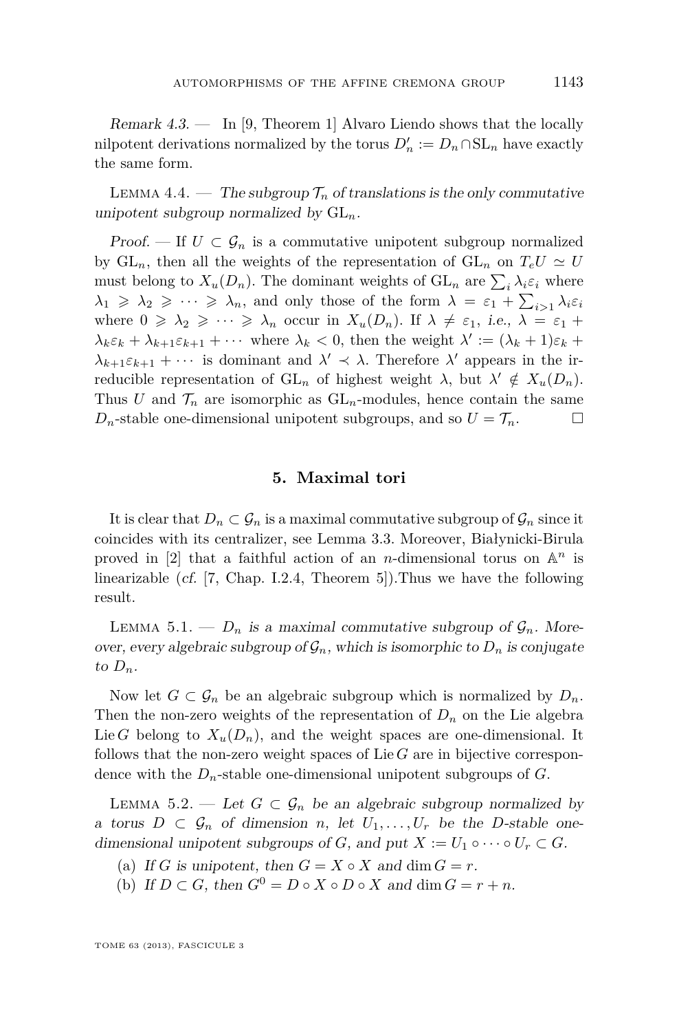*Remark 4.3.* — In [9, Theorem 1] Alvaro Liendo shows that the locally nilpotent derivations normalized by the torus $D_n' := D_n \cap \mathrm{SL}_n$ have exactly the same form.

Lemma 4.4. — *The subgroup $\mathcal{T}_n$ of translations is the only commutative unipotent subgroup normalized by $\mathrm{GL}_n$.*

*Proof.* — If $U \subset \mathcal{G}_n$ is a commutative unipotent subgroup normalized by $\mathrm{GL}_n$, then all the weights of the representation of $\mathrm{GL}_n$ on $T_e U \simeq U$ must belong to $X_u(D_n)$. The dominant weights of $\mathrm{GL}_n$ are $\sum_i \lambda_i \varepsilon_i$ where $\lambda_1 \geqslant \lambda_2 \geqslant \cdots \geqslant \lambda_n$, and only those of the form $\lambda = \varepsilon_1 + \sum_{i>1} \lambda_i \varepsilon_i$ where $0 \geqslant \lambda_2 \geqslant \cdots \geqslant \lambda_n$ occur in $X_u(D_n)$. If $\lambda \neq \varepsilon_1$, *i.e.*, $\lambda = \varepsilon_1 + \lambda_k \varepsilon_k + \lambda_{k+1}\varepsilon_{k+1} + \cdots$ where $\lambda_k < 0$, then the weight $\lambda' := (\lambda_k + 1)\varepsilon_k + \lambda_{k+1}\varepsilon_{k+1} + \cdots$ is dominant and $\lambda' \prec \lambda$. Therefore $\lambda'$ appears in the irreducible representation of $\mathrm{GL}_n$ of highest weight $\lambda$, but $\lambda' \notin X_u(D_n)$. Thus $U$ and $\mathcal{T}_n$ are isomorphic as $\mathrm{GL}_n$-modules, hence contain the same $D_n$-stable one-dimensional unipotent subgroups, and so $U = \mathcal{T}_n$. □

## 5. Maximal tori

It is clear that $D_n \subset \mathcal{G}_n$ is a maximal commutative subgroup of $\mathcal{G}_n$ since it coincides with its centralizer, see Lemma 3.3. Moreover, Białynicki-Birula proved in [2] that a faithful action of an $n$-dimensional torus on $\mathbb{A}^n$ is linearizable (*cf.* [7, Chap. I.2.4, Theorem 5]).Thus we have the following result.

Lemma 5.1. — *$D_n$ is a maximal commutative subgroup of $\mathcal{G}_n$. Moreover, every algebraic subgroup of $\mathcal{G}_n$, which is isomorphic to $D_n$ is conjugate to $D_n$.*

Now let $G \subset \mathcal{G}_n$ be an algebraic subgroup which is normalized by $D_n$. Then the non-zero weights of the representation of $D_n$ on the Lie algebra $\operatorname{Lie} G$ belong to $X_u(D_n)$, and the weight spaces are one-dimensional. It follows that the non-zero weight spaces of $\operatorname{Lie} G$ are in bijective correspondence with the $D_n$-stable one-dimensional unipotent subgroups of $G$.

Lemma 5.2. — *Let $G \subset \mathcal{G}_n$ be an algebraic subgroup normalized by a torus $D \subset \mathcal{G}_n$ of dimension $n$, let $U_1, \ldots, U_r$ be the $D$-stable one-dimensional unipotent subgroups of $G$, and put $X := U_1 \circ \cdots \circ U_r \subset G$.*

(a) *If $G$ is unipotent, then $G = X \circ X$ and $\dim G = r$.*

(b) *If $D \subset G$, then $G^0 = D \circ X \circ D \circ X$ and $\dim G = r + n$.*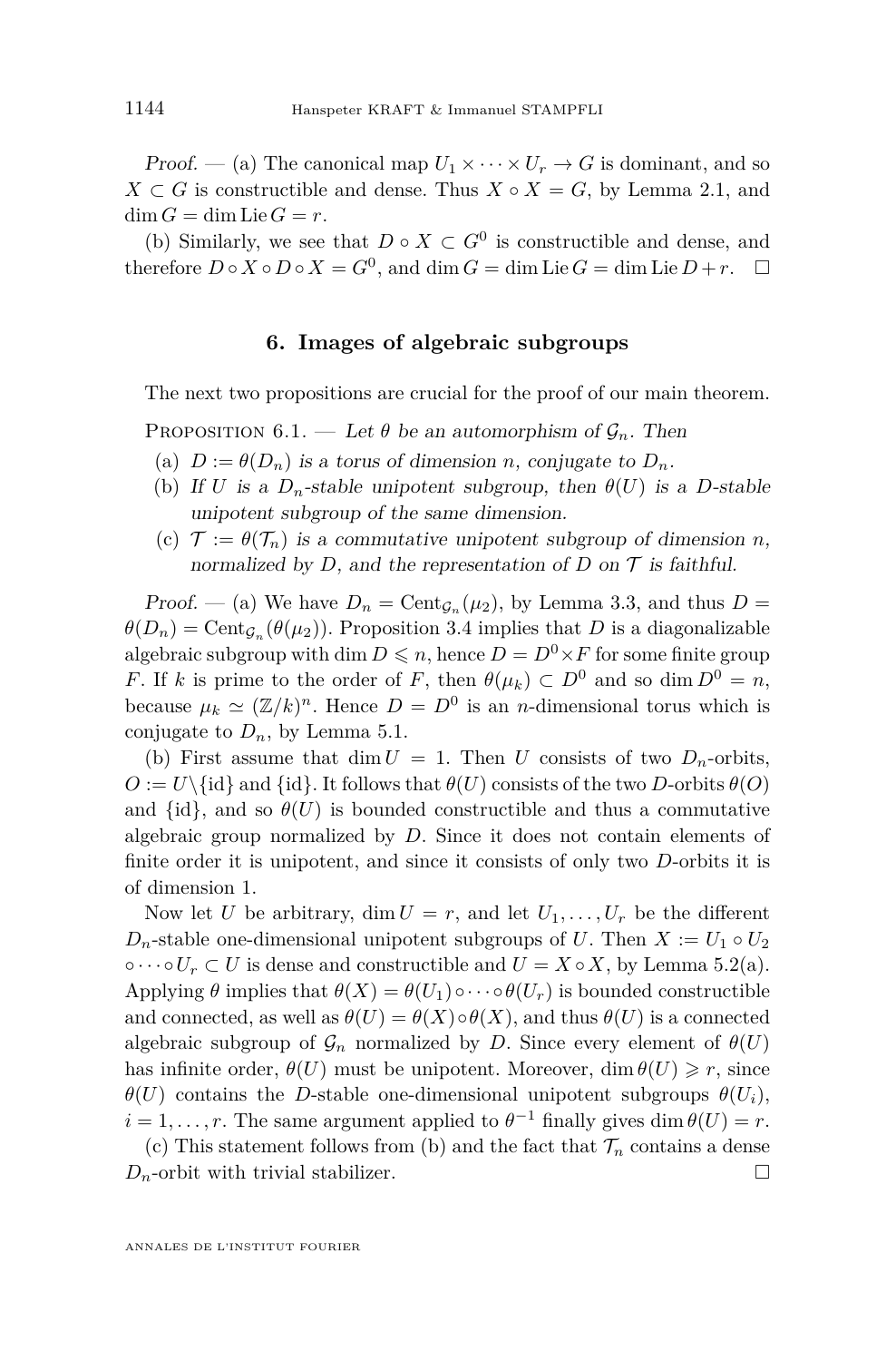*Proof.* — (a) The canonical map $U_1 \times \cdots \times U_r \to G$ is dominant, and so $X \subset G$ is constructible and dense. Thus $X \circ X = G$, by Lemma 2.1, and $\dim G = \dim \operatorname{Lie} G = r$.

(b) Similarly, we see that $D \circ X \subset G^0$ is constructible and dense, and therefore $D \circ X \circ D \circ X = G^0$, and $\dim G = \dim \operatorname{Lie} G = \dim \operatorname{Lie} D + r$. $\square$

## 6. Images of algebraic subgroups

The next two propositions are crucial for the proof of our main theorem.

Proposition 6.1. — *Let $\theta$ be an automorphism of $\mathcal{G}_n$. Then*

(a) *$D := \theta(D_n)$ is a torus of dimension $n$, conjugate to $D_n$.*

(b) *If $U$ is a $D_n$-stable unipotent subgroup, then $\theta(U)$ is a $D$-stable unipotent subgroup of the same dimension.*

(c) *$\mathcal{T} := \theta(\mathcal{T}_n)$ is a commutative unipotent subgroup of dimension $n$, normalized by $D$, and the representation of $D$ on $\mathcal{T}$ is faithful.*

*Proof.* — (a) We have $D_n = \operatorname{Cent}_{\mathcal{G}_n}(\mu_2)$, by Lemma 3.3, and thus $D = \theta(D_n) = \operatorname{Cent}_{\mathcal{G}_n}(\theta(\mu_2))$. Proposition 3.4 implies that $D$ is a diagonalizable algebraic subgroup with $\dim D \leqslant n$, hence $D = D^0 \times F$ for some finite group $F$. If $k$ is prime to the order of $F$, then $\theta(\mu_k) \subset D^0$ and so $\dim D^0 = n$, because $\mu_k \simeq (\mathbb{Z}/k)^n$. Hence $D = D^0$ is an $n$-dimensional torus which is conjugate to $D_n$, by Lemma 5.1.

(b) First assume that $\dim U = 1$. Then $U$ consists of two $D_n$-orbits, $O := U \setminus \{\mathrm{id}\}$ and $\{\mathrm{id}\}$. It follows that $\theta(U)$ consists of the two $D$-orbits $\theta(O)$ and $\{\mathrm{id}\}$, and so $\theta(U)$ is bounded constructible and thus a commutative algebraic group normalized by $D$. Since it does not contain elements of finite order it is unipotent, and since it consists of only two $D$-orbits it is of dimension 1.

Now let $U$ be arbitrary, $\dim U = r$, and let $U_1, \ldots, U_r$ be the different $D_n$-stable one-dimensional unipotent subgroups of $U$. Then $X := U_1 \circ U_2 \circ \cdots \circ U_r \subset U$ is dense and constructible and $U = X \circ X$, by Lemma 5.2(a). Applying $\theta$ implies that $\theta(X) = \theta(U_1) \circ \cdots \circ \theta(U_r)$ is bounded constructible and connected, as well as $\theta(U) = \theta(X) \circ \theta(X)$, and thus $\theta(U)$ is a connected algebraic subgroup of $\mathcal{G}_n$ normalized by $D$. Since every element of $\theta(U)$ has infinite order, $\theta(U)$ must be unipotent. Moreover, $\dim \theta(U) \geqslant r$, since $\theta(U)$ contains the $D$-stable one-dimensional unipotent subgroups $\theta(U_i)$, $i = 1, \ldots, r$. The same argument applied to $\theta^{-1}$ finally gives $\dim \theta(U) = r$.

(c) This statement follows from (b) and the fact that $\mathcal{T}_n$ contains a dense $D_n$-orbit with trivial stabilizer. $\square$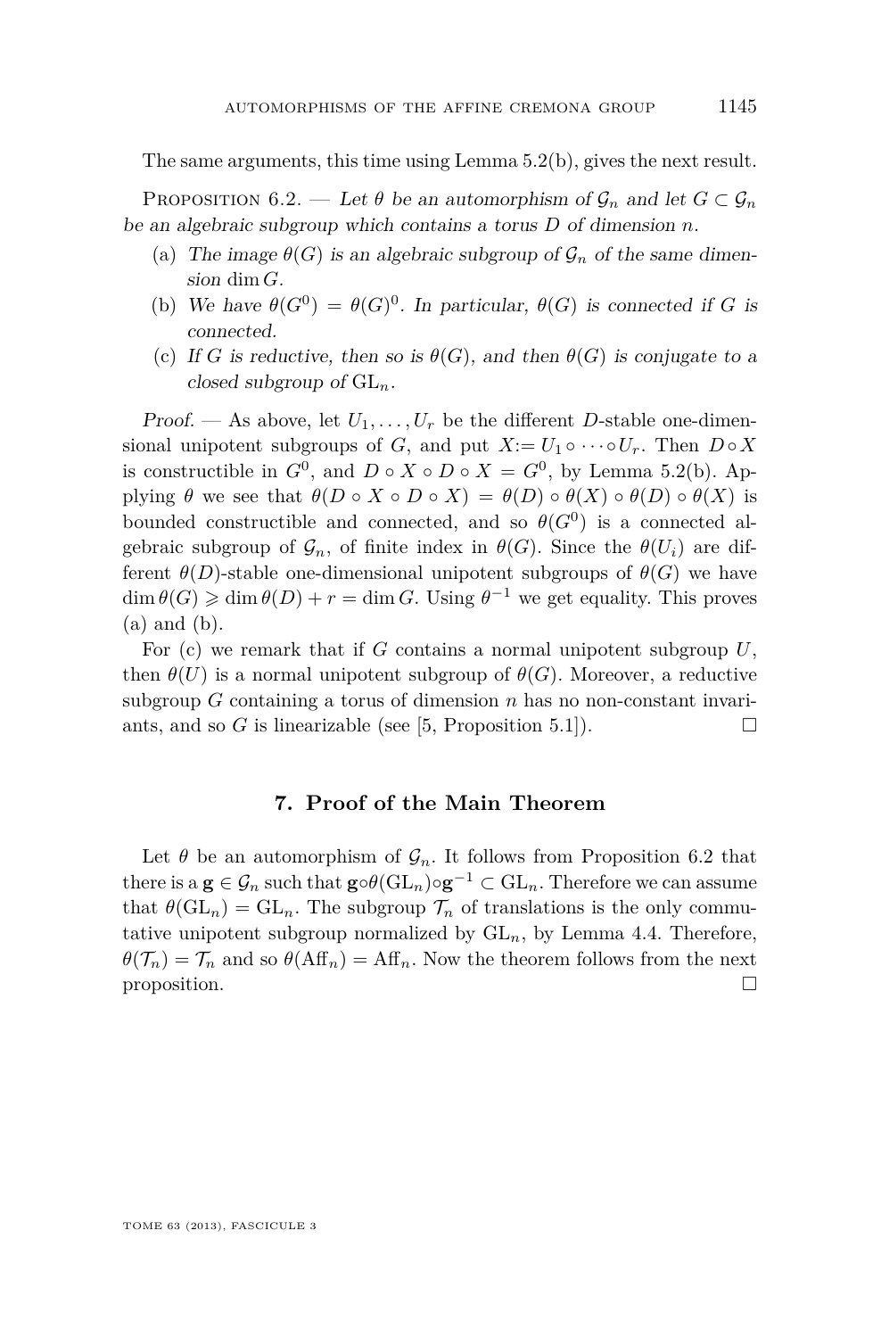The same arguments, this time using Lemma 5.2(b), gives the next result.

Proposition 6.2. — *Let $\theta$ be an automorphism of $\mathcal{G}_n$ and let $G \subset \mathcal{G}_n$ be an algebraic subgroup which contains a torus $D$ of dimension $n$.*

(a) *The image $\theta(G)$ is an algebraic subgroup of $\mathcal{G}_n$ of the same dimension $\dim G$.*

(b) *We have $\theta(G^0) = \theta(G)^0$. In particular, $\theta(G)$ is connected if $G$ is connected.*

(c) *If $G$ is reductive, then so is $\theta(G)$, and then $\theta(G)$ is conjugate to a closed subgroup of $\mathrm{GL}_n$.*

*Proof.* — As above, let $U_1, \ldots, U_r$ be the different $D$-stable one-dimensional unipotent subgroups of $G$, and put $X := U_1 \circ \cdots \circ U_r$. Then $D \circ X$ is constructible in $G^0$, and $D \circ X \circ D \circ X = G^0$, by Lemma 5.2(b). Applying $\theta$ we see that $\theta(D \circ X \circ D \circ X) = \theta(D) \circ \theta(X) \circ \theta(D) \circ \theta(X)$ is bounded constructible and connected, and so $\theta(G^0)$ is a connected algebraic subgroup of $\mathcal{G}_n$, of finite index in $\theta(G)$. Since the $\theta(U_i)$ are different $\theta(D)$-stable one-dimensional unipotent subgroups of $\theta(G)$ we have $\dim \theta(G) \geqslant \dim \theta(D) + r = \dim G$. Using $\theta^{-1}$ we get equality. This proves (a) and (b).

For (c) we remark that if $G$ contains a normal unipotent subgroup $U$, then $\theta(U)$ is a normal unipotent subgroup of $\theta(G)$. Moreover, a reductive subgroup $G$ containing a torus of dimension $n$ has no non-constant invariants, and so $G$ is linearizable (see [5, Proposition 5.1]). $\square$

## 7. Proof of the Main Theorem

Let $\theta$ be an automorphism of $\mathcal{G}_n$. It follows from Proposition 6.2 that there is a $\mathbf{g} \in \mathcal{G}_n$ such that $\mathbf{g} \circ \theta(\mathrm{GL}_n) \circ \mathbf{g}^{-1} \subset \mathrm{GL}_n$. Therefore we can assume that $\theta(\mathrm{GL}_n) = \mathrm{GL}_n$. The subgroup $\mathcal{T}_n$ of translations is the only commutative unipotent subgroup normalized by $\mathrm{GL}_n$, by Lemma 4.4. Therefore, $\theta(\mathcal{T}_n) = \mathcal{T}_n$ and so $\theta(\mathrm{Aff}_n) = \mathrm{Aff}_n$. Now the theorem follows from the next proposition. $\square$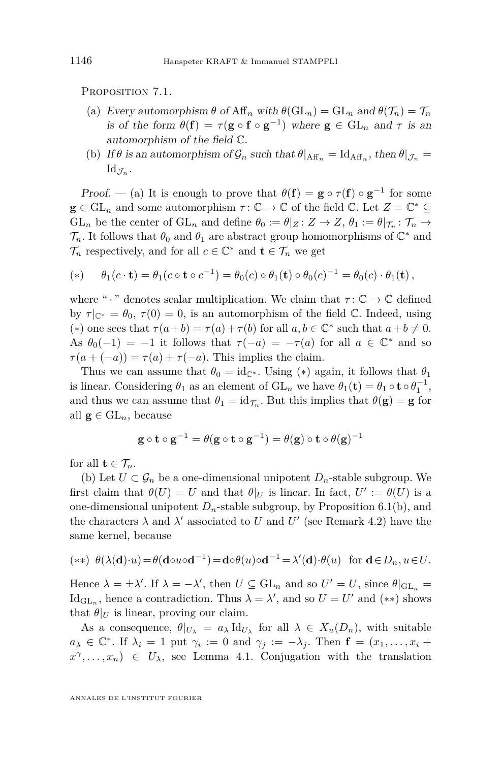Proposition 7.1.

(a) *Every automorphism $\theta$ of $\mathrm{Aff}_n$ with $\theta(\mathrm{GL}_n) = \mathrm{GL}_n$ and $\theta(\mathcal{T}_n) = \mathcal{T}_n$ is of the form $\theta(\mathbf{f}) = \tau(\mathbf{g} \circ \mathbf{f} \circ \mathbf{g}^{-1})$ where $\mathbf{g} \in \mathrm{GL}_n$ and $\tau$ is an automorphism of the field $\mathbb{C}$.*

(b) *If $\theta$ is an automorphism of $\mathcal{G}_n$ such that $\theta|_{\mathrm{Aff}_n} = \mathrm{Id}_{\mathrm{Aff}_n}$, then $\theta|_{\mathcal{J}_n} = \mathrm{Id}_{\mathcal{J}_n}$.*

*Proof.* — (a) It is enough to prove that $\theta(\mathbf{f}) = \mathbf{g} \circ \tau(\mathbf{f}) \circ \mathbf{g}^{-1}$ for some $\mathbf{g} \in \mathrm{GL}_n$ and some automorphism $\tau\colon \mathbb{C} \to \mathbb{C}$ of the field $\mathbb{C}$. Let $Z = \mathbb{C}^* \subseteq \mathrm{GL}_n$ be the center of $\mathrm{GL}_n$ and define $\theta_0 := \theta|_Z \colon Z \to Z$, $\theta_1 := \theta|_{\mathcal{T}_n}\colon \mathcal{T}_n \to \mathcal{T}_n$. It follows that $\theta_0$ and $\theta_1$ are abstract group homomorphisms of $\mathbb{C}^*$ and $\mathcal{T}_n$ respectively, and for all $c \in \mathbb{C}^*$ and $\mathbf{t} \in \mathcal{T}_n$ we get

$$(*) \qquad \theta_1(c \cdot \mathbf{t}) = \theta_1(c \circ \mathbf{t} \circ c^{-1}) = \theta_0(c) \circ \theta_1(\mathbf{t}) \circ \theta_0(c)^{-1} = \theta_0(c) \cdot \theta_1(\mathbf{t}),$$

where "$\cdot$" denotes scalar multiplication. We claim that $\tau\colon \mathbb{C} \to \mathbb{C}$ defined by $\tau|_{\mathbb{C}^*} = \theta_0$, $\tau(0) = 0$, is an automorphism of the field $\mathbb{C}$. Indeed, using $(*)$ one sees that $\tau(a+b) = \tau(a) + \tau(b)$ for all $a, b \in \mathbb{C}^*$ such that $a + b \neq 0$. As $\theta_0(-1) = -1$ it follows that $\tau(-a) = -\tau(a)$ for all $a \in \mathbb{C}^*$ and so $\tau(a + (-a)) = \tau(a) + \tau(-a)$. This implies the claim.

Thus we can assume that $\theta_0 = \mathrm{id}_{\mathbb{C}^*}$. Using $(*)$ again, it follows that $\theta_1$ is linear. Considering $\theta_1$ as an element of $\mathrm{GL}_n$ we have $\theta_1(\mathbf{t}) = \theta_1 \circ \mathbf{t} \circ \theta_1^{-1}$, and thus we can assume that $\theta_1 = \mathrm{id}_{\mathcal{T}_n}$. But this implies that $\theta(\mathbf{g}) = \mathbf{g}$ for all $\mathbf{g} \in \mathrm{GL}_n$, because

$$\mathbf{g} \circ \mathbf{t} \circ \mathbf{g}^{-1} = \theta(\mathbf{g} \circ \mathbf{t} \circ \mathbf{g}^{-1}) = \theta(\mathbf{g}) \circ \mathbf{t} \circ \theta(\mathbf{g})^{-1}$$

for all $\mathbf{t} \in \mathcal{T}_n$.

(b) Let $U \subset \mathcal{G}_n$ be a one-dimensional unipotent $D_n$-stable subgroup. We first claim that $\theta(U) = U$ and that $\theta|_U$ is linear. In fact, $U' := \theta(U)$ is a one-dimensional unipotent $D_n$-stable subgroup, by Proposition 6.1(b), and the characters $\lambda$ and $\lambda'$ associated to $U$ and $U'$ (see Remark 4.2) have the same kernel, because

$$(**) \ \ \theta(\lambda(\mathbf{d}) \cdot u) = \theta(\mathbf{d} \circ u \circ \mathbf{d}^{-1}) = \mathbf{d} \circ \theta(u) \circ \mathbf{d}^{-1} = \lambda'(\mathbf{d}) \cdot \theta(u) \ \text{ for } \mathbf{d} \in D_n, u \in U.$$

Hence $\lambda = \pm\lambda'$. If $\lambda = -\lambda'$, then $U \subseteq \mathrm{GL}_n$ and so $U' = U$, since $\theta|_{\mathrm{GL}_n} = \mathrm{Id}_{\mathrm{GL}_n}$, hence a contradiction. Thus $\lambda = \lambda'$, and so $U = U'$ and $(**)$ shows that $\theta|_U$ is linear, proving our claim.

As a consequence, $\theta|_{U_\lambda} = a_\lambda \mathrm{Id}_{U_\lambda}$ for all $\lambda \in X_u(D_n)$, with suitable $a_\lambda \in \mathbb{C}^*$. If $\lambda_i = 1$ put $\gamma_i := 0$ and $\gamma_j := -\lambda_j$. Then $\mathbf{f} = (x_1, \ldots, x_i + x^\gamma, \ldots, x_n) \in U_\lambda$, see Lemma 4.1. Conjugation with the translation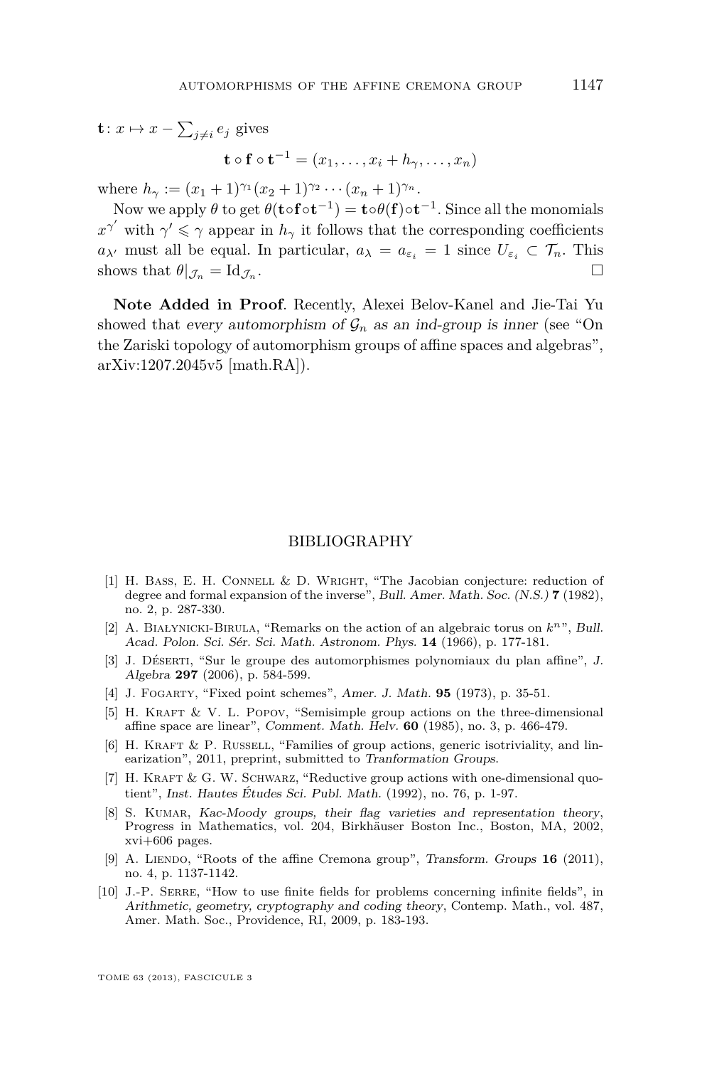$\mathbf{t}\colon x \mapsto x - \sum_{j \neq i} e_j$ gives

$$\mathbf{t} \circ \mathbf{f} \circ \mathbf{t}^{-1} = (x_1, \ldots, x_i + h_\gamma, \ldots, x_n)$$

where $h_\gamma := (x_1 + 1)^{\gamma_1} (x_2 + 1)^{\gamma_2} \cdots (x_n + 1)^{\gamma_n}$.

Now we apply $\theta$ to get $\theta(\mathbf{t} \circ \mathbf{f} \circ \mathbf{t}^{-1}) = \mathbf{t} \circ \theta(\mathbf{f}) \circ \mathbf{t}^{-1}$. Since all the monomials $x^{\gamma'}$ with $\gamma' \leqslant \gamma$ appear in $h_\gamma$ it follows that the corresponding coefficients $a_{\lambda'}$ must all be equal. In particular, $a_\lambda = a_{\varepsilon_i} = 1$ since $U_{\varepsilon_i} \subset \mathcal{T}_n$. This shows that $\theta|_{\mathcal{J}_n} = \mathrm{Id}_{\mathcal{J}_n}$. □

**Note Added in Proof**. Recently, Alexei Belov-Kanel and Jie-Tai Yu showed that *every automorphism of $\mathcal{G}_n$ as an ind-group is inner* (see "On the Zariski topology of automorphism groups of affine spaces and algebras", arXiv:1207.2045v5 [math.RA]).

## BIBLIOGRAPHY

[1] H. Bass, E. H. Connell & D. Wright, "The Jacobian conjecture: reduction of degree and formal expansion of the inverse", *Bull. Amer. Math. Soc. (N.S.)* **7** (1982), no. 2, p. 287-330.

[2] A. Białynicki-Birula, "Remarks on the action of an algebraic torus on $k^n$", *Bull. Acad. Polon. Sci. Sér. Sci. Math. Astronom. Phys.* **14** (1966), p. 177-181.

[3] J. Déserti, "Sur le groupe des automorphismes polynomiaux du plan affine", *J. Algebra* **297** (2006), p. 584-599.

[4] J. Fogarty, "Fixed point schemes", *Amer. J. Math.* **95** (1973), p. 35-51.

[5] H. Kraft & V. L. Popov, "Semisimple group actions on the three-dimensional affine space are linear", *Comment. Math. Helv.* **60** (1985), no. 3, p. 466-479.

[6] H. Kraft & P. Russell, "Families of group actions, generic isotriviality, and linearization", 2011, preprint, submitted to *Tranformation Groups*.

[7] H. Kraft & G. W. Schwarz, "Reductive group actions with one-dimensional quotient", *Inst. Hautes Études Sci. Publ. Math.* (1992), no. 76, p. 1-97.

[8] S. Kumar, *Kac-Moody groups, their flag varieties and representation theory*, Progress in Mathematics, vol. 204, Birkhäuser Boston Inc., Boston, MA, 2002, xvi+606 pages.

[9] A. Liendo, "Roots of the affine Cremona group", *Transform. Groups* **16** (2011), no. 4, p. 1137-1142.

[10] J.-P. Serre, "How to use finite fields for problems concerning infinite fields", in *Arithmetic, geometry, cryptography and coding theory*, Contemp. Math., vol. 487, Amer. Math. Soc., Providence, RI, 2009, p. 183-193.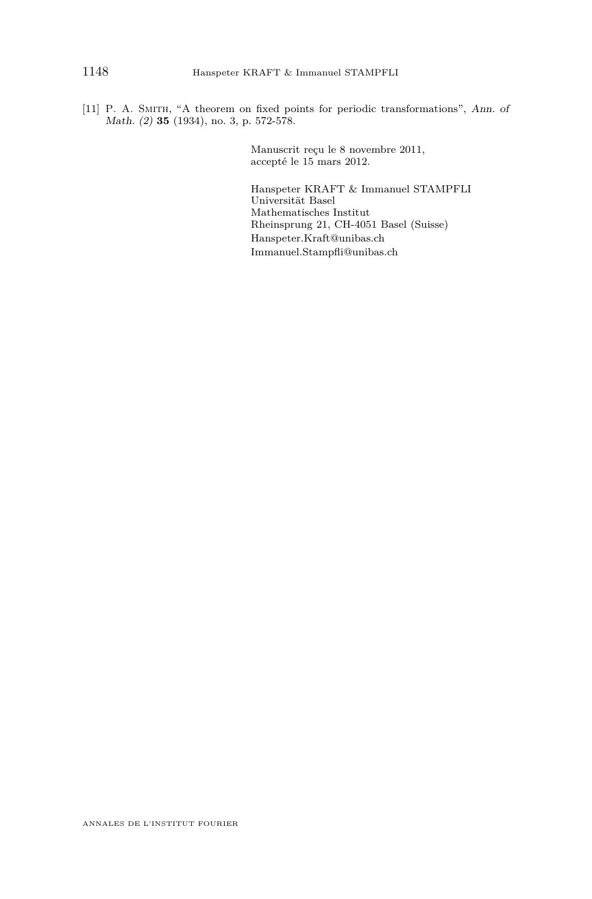[11] P. A. Smith, "A theorem on fixed points for periodic transformations", *Ann. of Math. (2)* **35** (1934), no. 3, p. 572-578.

Manuscrit reçu le 8 novembre 2011,
accepté le 15 mars 2012.

Hanspeter KRAFT & Immanuel STAMPFLI
Universität Basel
Mathematisches Institut
Rheinsprung 21, CH-4051 Basel (Suisse)
Hanspeter.Kraft@unibas.ch
Immanuel.Stampfli@unibas.ch